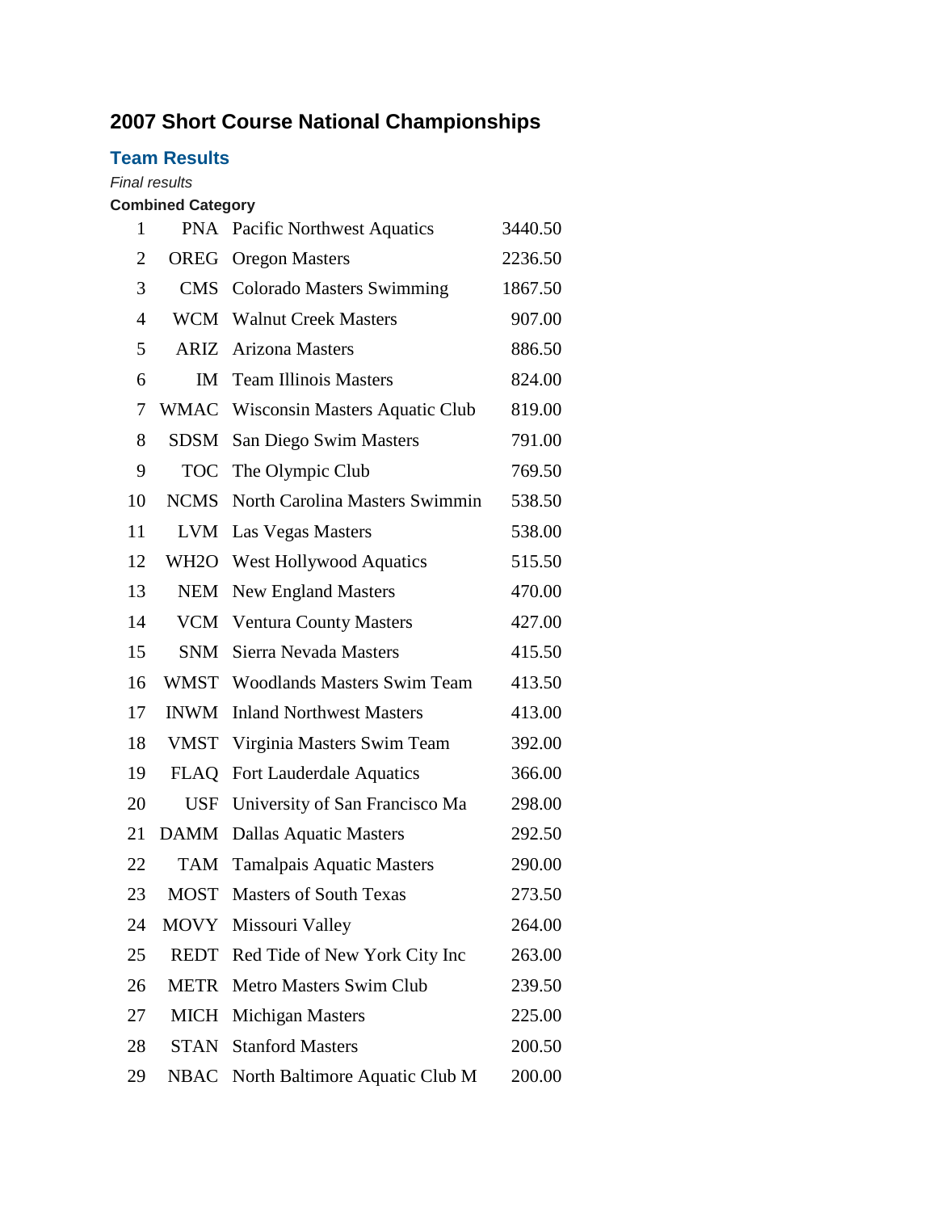# 2007 Short Course National Championships

## Team Results

*Final results*

**Combined Category**

| | | | |
|---|---|---|---|
| 1 | PNA | Pacific Northwest Aquatics | 3440.50 |
| 2 | OREG | Oregon Masters | 2236.50 |
| 3 | CMS | Colorado Masters Swimming | 1867.50 |
| 4 | WCM | Walnut Creek Masters | 907.00 |
| 5 | ARIZ | Arizona Masters | 886.50 |
| 6 | IM | Team Illinois Masters | 824.00 |
| 7 | WMAC | Wisconsin Masters Aquatic Club | 819.00 |
| 8 | SDSM | San Diego Swim Masters | 791.00 |
| 9 | TOC | The Olympic Club | 769.50 |
| 10 | NCMS | North Carolina Masters Swimmin | 538.50 |
| 11 | LVM | Las Vegas Masters | 538.00 |
| 12 | WH2O | West Hollywood Aquatics | 515.50 |
| 13 | NEM | New England Masters | 470.00 |
| 14 | VCM | Ventura County Masters | 427.00 |
| 15 | SNM | Sierra Nevada Masters | 415.50 |
| 16 | WMST | Woodlands Masters Swim Team | 413.50 |
| 17 | INWM | Inland Northwest Masters | 413.00 |
| 18 | VMST | Virginia Masters Swim Team | 392.00 |
| 19 | FLAQ | Fort Lauderdale Aquatics | 366.00 |
| 20 | USF | University of San Francisco Ma | 298.00 |
| 21 | DAMM | Dallas Aquatic Masters | 292.50 |
| 22 | TAM | Tamalpais Aquatic Masters | 290.00 |
| 23 | MOST | Masters of South Texas | 273.50 |
| 24 | MOVY | Missouri Valley | 264.00 |
| 25 | REDT | Red Tide of New York City Inc | 263.00 |
| 26 | METR | Metro Masters Swim Club | 239.50 |
| 27 | MICH | Michigan Masters | 225.00 |
| 28 | STAN | Stanford Masters | 200.50 |
| 29 | NBAC | North Baltimore Aquatic Club M | 200.00 |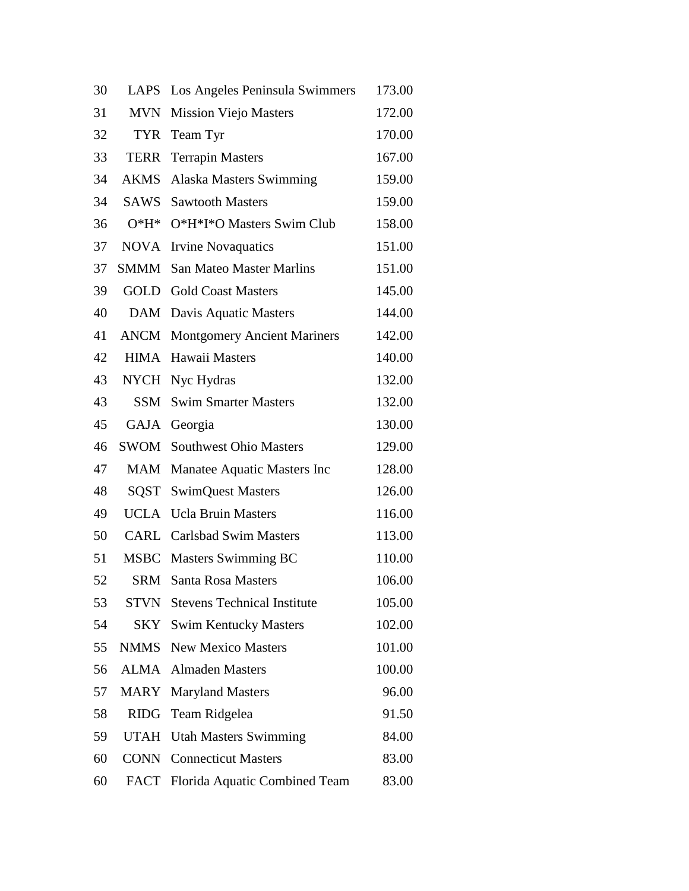| | | | |
|---|---|---|---|
| 30 | LAPS | Los Angeles Peninsula Swimmers | 173.00 |
| 31 | MVN | Mission Viejo Masters | 172.00 |
| 32 | TYR | Team Tyr | 170.00 |
| 33 | TERR | Terrapin Masters | 167.00 |
| 34 | AKMS | Alaska Masters Swimming | 159.00 |
| 34 | SAWS | Sawtooth Masters | 159.00 |
| 36 | O*H* | O*H*I*O Masters Swim Club | 158.00 |
| 37 | NOVA | Irvine Novaquatics | 151.00 |
| 37 | SMMM | San Mateo Master Marlins | 151.00 |
| 39 | GOLD | Gold Coast Masters | 145.00 |
| 40 | DAM | Davis Aquatic Masters | 144.00 |
| 41 | ANCM | Montgomery Ancient Mariners | 142.00 |
| 42 | HIMA | Hawaii Masters | 140.00 |
| 43 | NYCH | Nyc Hydras | 132.00 |
| 43 | SSM | Swim Smarter Masters | 132.00 |
| 45 | GAJA | Georgia | 130.00 |
| 46 | SWOM | Southwest Ohio Masters | 129.00 |
| 47 | MAM | Manatee Aquatic Masters Inc | 128.00 |
| 48 | SQST | SwimQuest Masters | 126.00 |
| 49 | UCLA | Ucla Bruin Masters | 116.00 |
| 50 | CARL | Carlsbad Swim Masters | 113.00 |
| 51 | MSBC | Masters Swimming BC | 110.00 |
| 52 | SRM | Santa Rosa Masters | 106.00 |
| 53 | STVN | Stevens Technical Institute | 105.00 |
| 54 | SKY | Swim Kentucky Masters | 102.00 |
| 55 | NMMS | New Mexico Masters | 101.00 |
| 56 | ALMA | Almaden Masters | 100.00 |
| 57 | MARY | Maryland Masters | 96.00 |
| 58 | RIDG | Team Ridgelea | 91.50 |
| 59 | UTAH | Utah Masters Swimming | 84.00 |
| 60 | CONN | Connecticut Masters | 83.00 |
| 60 | FACT | Florida Aquatic Combined Team | 83.00 |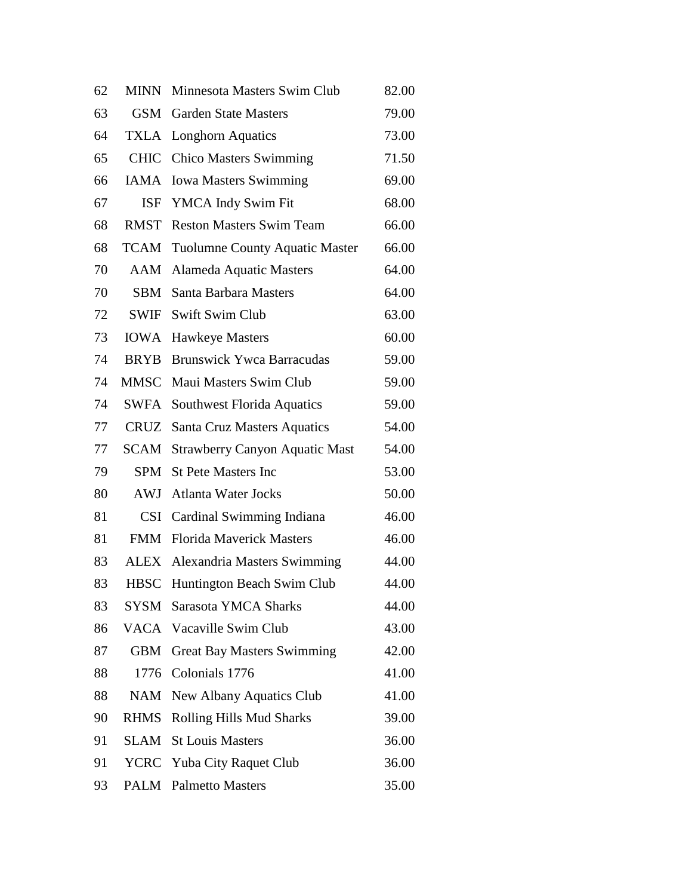| | | | |
|---|---|---|---|
| 62 | MINN | Minnesota Masters Swim Club | 82.00 |
| 63 | GSM | Garden State Masters | 79.00 |
| 64 | TXLA | Longhorn Aquatics | 73.00 |
| 65 | CHIC | Chico Masters Swimming | 71.50 |
| 66 | IAMA | Iowa Masters Swimming | 69.00 |
| 67 | ISF | YMCA Indy Swim Fit | 68.00 |
| 68 | RMST | Reston Masters Swim Team | 66.00 |
| 68 | TCAM | Tuolumne County Aquatic Master | 66.00 |
| 70 | AAM | Alameda Aquatic Masters | 64.00 |
| 70 | SBM | Santa Barbara Masters | 64.00 |
| 72 | SWIF | Swift Swim Club | 63.00 |
| 73 | IOWA | Hawkeye Masters | 60.00 |
| 74 | BRYB | Brunswick Ywca Barracudas | 59.00 |
| 74 | MMSC | Maui Masters Swim Club | 59.00 |
| 74 | SWFA | Southwest Florida Aquatics | 59.00 |
| 77 | CRUZ | Santa Cruz Masters Aquatics | 54.00 |
| 77 | SCAM | Strawberry Canyon Aquatic Mast | 54.00 |
| 79 | SPM | St Pete Masters Inc | 53.00 |
| 80 | AWJ | Atlanta Water Jocks | 50.00 |
| 81 | CSI | Cardinal Swimming Indiana | 46.00 |
| 81 | FMM | Florida Maverick Masters | 46.00 |
| 83 | ALEX | Alexandria Masters Swimming | 44.00 |
| 83 | HBSC | Huntington Beach Swim Club | 44.00 |
| 83 | SYSM | Sarasota YMCA Sharks | 44.00 |
| 86 | VACA | Vacaville Swim Club | 43.00 |
| 87 | GBM | Great Bay Masters Swimming | 42.00 |
| 88 | 1776 | Colonials 1776 | 41.00 |
| 88 | NAM | New Albany Aquatics Club | 41.00 |
| 90 | RHMS | Rolling Hills Mud Sharks | 39.00 |
| 91 | SLAM | St Louis Masters | 36.00 |
| 91 | YCRC | Yuba City Raquet Club | 36.00 |
| 93 | PALM | Palmetto Masters | 35.00 |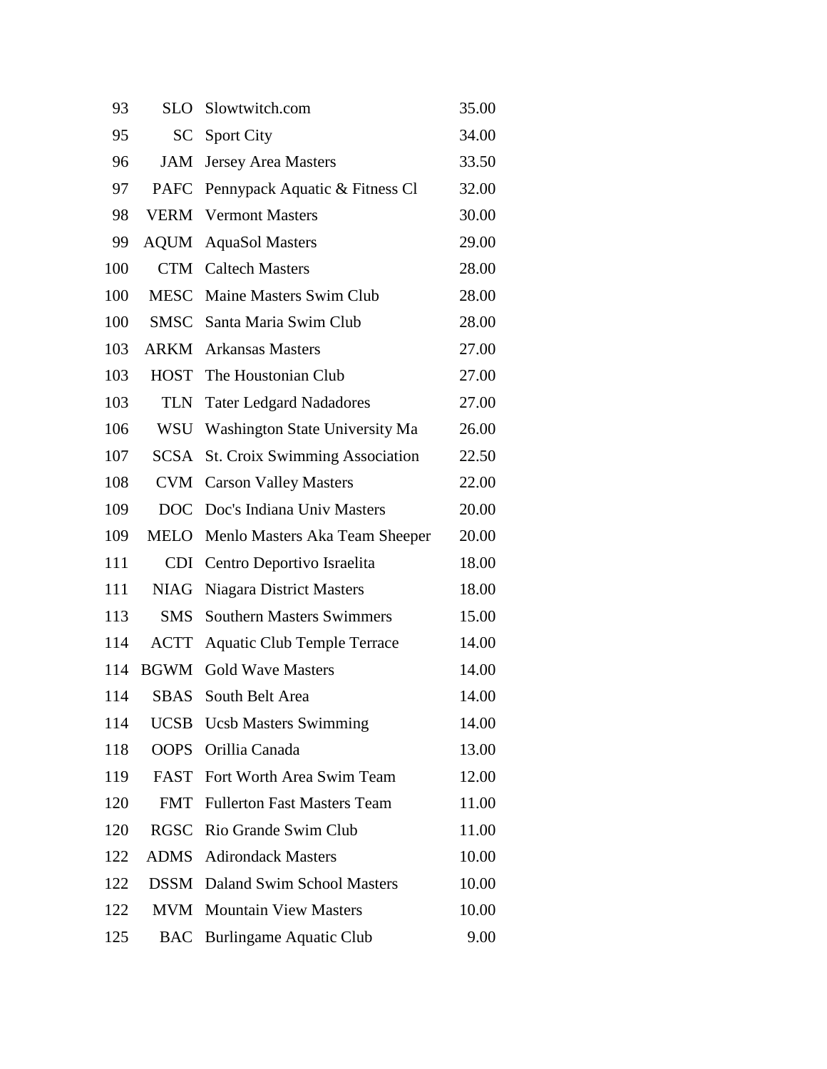| | | | |
|---|---|---|---|
| 93 | SLO | Slowtwitch.com | 35.00 |
| 95 | SC | Sport City | 34.00 |
| 96 | JAM | Jersey Area Masters | 33.50 |
| 97 | PAFC | Pennypack Aquatic & Fitness Cl | 32.00 |
| 98 | VERM | Vermont Masters | 30.00 |
| 99 | AQUM | AquaSol Masters | 29.00 |
| 100 | CTM | Caltech Masters | 28.00 |
| 100 | MESC | Maine Masters Swim Club | 28.00 |
| 100 | SMSC | Santa Maria Swim Club | 28.00 |
| 103 | ARKM | Arkansas Masters | 27.00 |
| 103 | HOST | The Houstonian Club | 27.00 |
| 103 | TLN | Tater Ledgard Nadadores | 27.00 |
| 106 | WSU | Washington State University Ma | 26.00 |
| 107 | SCSA | St. Croix Swimming Association | 22.50 |
| 108 | CVM | Carson Valley Masters | 22.00 |
| 109 | DOC | Doc's Indiana Univ Masters | 20.00 |
| 109 | MELO | Menlo Masters Aka Team Sheeper | 20.00 |
| 111 | CDI | Centro Deportivo Israelita | 18.00 |
| 111 | NIAG | Niagara District Masters | 18.00 |
| 113 | SMS | Southern Masters Swimmers | 15.00 |
| 114 | ACTT | Aquatic Club Temple Terrace | 14.00 |
| 114 | BGWM | Gold Wave Masters | 14.00 |
| 114 | SBAS | South Belt Area | 14.00 |
| 114 | UCSB | Ucsb Masters Swimming | 14.00 |
| 118 | OOPS | Orillia Canada | 13.00 |
| 119 | FAST | Fort Worth Area Swim Team | 12.00 |
| 120 | FMT | Fullerton Fast Masters Team | 11.00 |
| 120 | RGSC | Rio Grande Swim Club | 11.00 |
| 122 | ADMS | Adirondack Masters | 10.00 |
| 122 | DSSM | Daland Swim School Masters | 10.00 |
| 122 | MVM | Mountain View Masters | 10.00 |
| 125 | BAC | Burlingame Aquatic Club | 9.00 |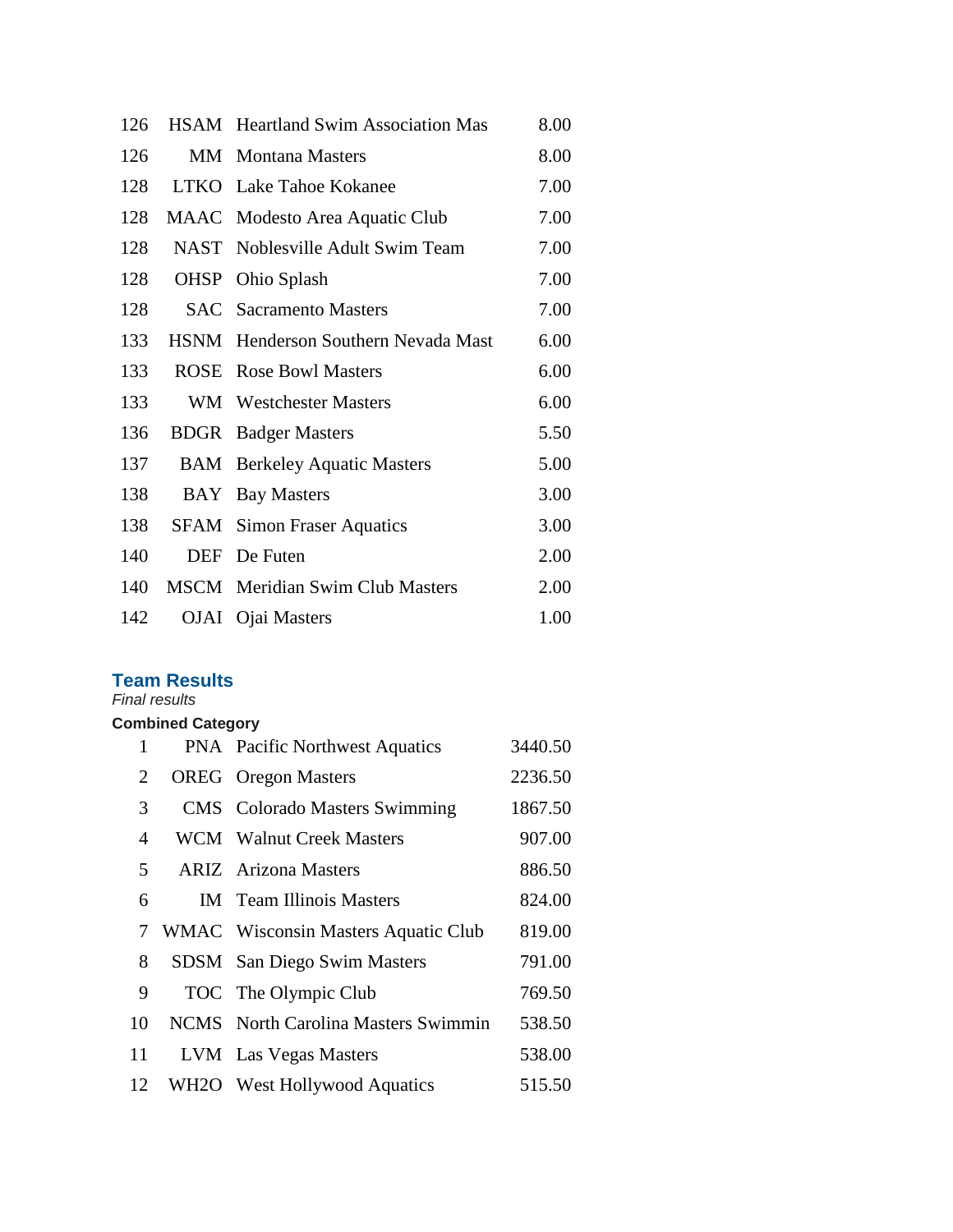| | | | |
|---|---|---|---|
| 126 | HSAM | Heartland Swim Association Mas | 8.00 |
| 126 | MM | Montana Masters | 8.00 |
| 128 | LTKO | Lake Tahoe Kokanee | 7.00 |
| 128 | MAAC | Modesto Area Aquatic Club | 7.00 |
| 128 | NAST | Noblesville Adult Swim Team | 7.00 |
| 128 | OHSP | Ohio Splash | 7.00 |
| 128 | SAC | Sacramento Masters | 7.00 |
| 133 | HSNM | Henderson Southern Nevada Mast | 6.00 |
| 133 | ROSE | Rose Bowl Masters | 6.00 |
| 133 | WM | Westchester Masters | 6.00 |
| 136 | BDGR | Badger Masters | 5.50 |
| 137 | BAM | Berkeley Aquatic Masters | 5.00 |
| 138 | BAY | Bay Masters | 3.00 |
| 138 | SFAM | Simon Fraser Aquatics | 3.00 |
| 140 | DEF | De Futen | 2.00 |
| 140 | MSCM | Meridian Swim Club Masters | 2.00 |
| 142 | OJAI | Ojai Masters | 1.00 |

## Team Results

*Final results*

**Combined Category**

| | | | |
|---|---|---|---|
| 1 | PNA | Pacific Northwest Aquatics | 3440.50 |
| 2 | OREG | Oregon Masters | 2236.50 |
| 3 | CMS | Colorado Masters Swimming | 1867.50 |
| 4 | WCM | Walnut Creek Masters | 907.00 |
| 5 | ARIZ | Arizona Masters | 886.50 |
| 6 | IM | Team Illinois Masters | 824.00 |
| 7 | WMAC | Wisconsin Masters Aquatic Club | 819.00 |
| 8 | SDSM | San Diego Swim Masters | 791.00 |
| 9 | TOC | The Olympic Club | 769.50 |
| 10 | NCMS | North Carolina Masters Swimmin | 538.50 |
| 11 | LVM | Las Vegas Masters | 538.00 |
| 12 | WH2O | West Hollywood Aquatics | 515.50 |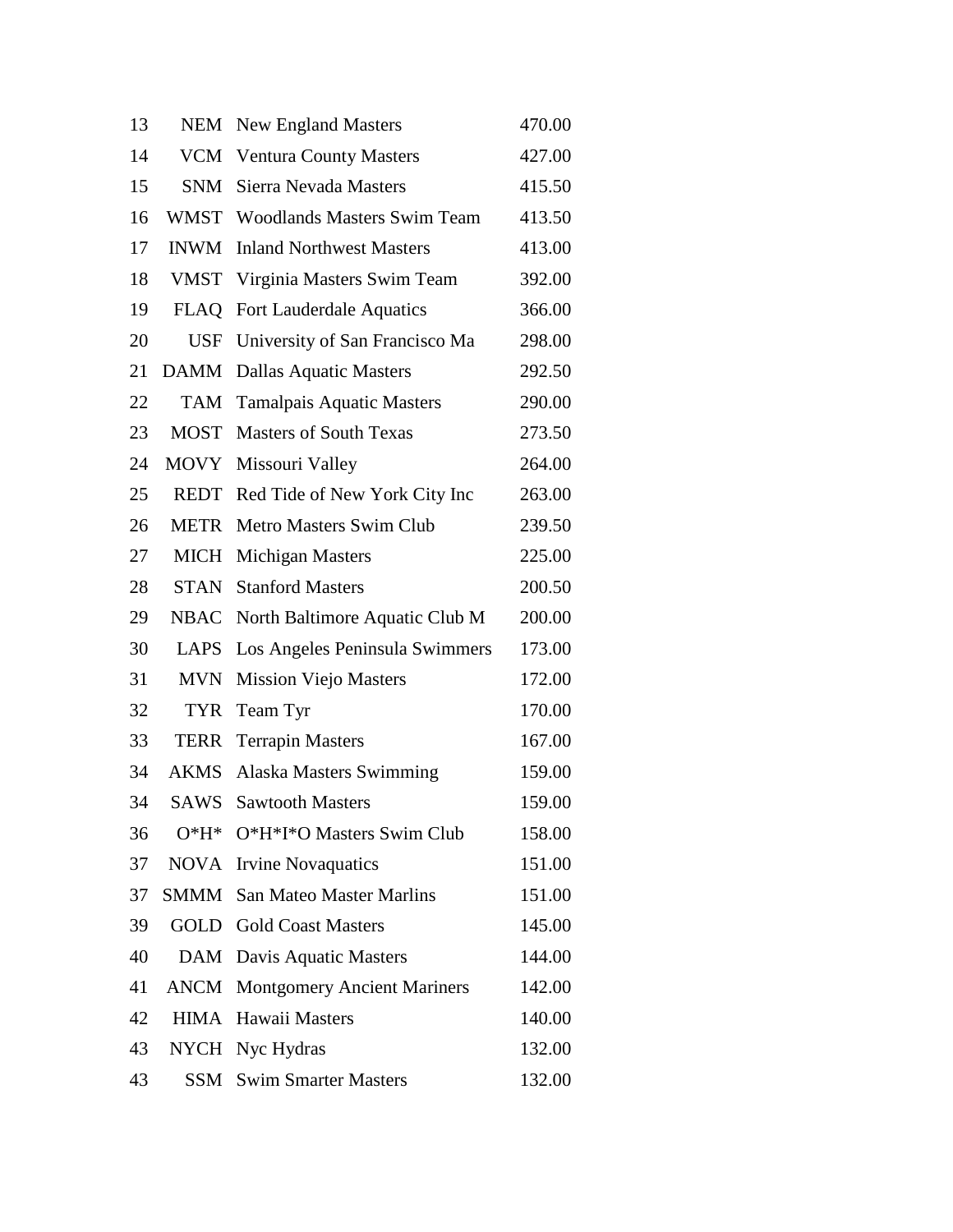| | | | |
|---|---|---|---|
| 13 | NEM | New England Masters | 470.00 |
| 14 | VCM | Ventura County Masters | 427.00 |
| 15 | SNM | Sierra Nevada Masters | 415.50 |
| 16 | WMST | Woodlands Masters Swim Team | 413.50 |
| 17 | INWM | Inland Northwest Masters | 413.00 |
| 18 | VMST | Virginia Masters Swim Team | 392.00 |
| 19 | FLAQ | Fort Lauderdale Aquatics | 366.00 |
| 20 | USF | University of San Francisco Ma | 298.00 |
| 21 | DAMM | Dallas Aquatic Masters | 292.50 |
| 22 | TAM | Tamalpais Aquatic Masters | 290.00 |
| 23 | MOST | Masters of South Texas | 273.50 |
| 24 | MOVY | Missouri Valley | 264.00 |
| 25 | REDT | Red Tide of New York City Inc | 263.00 |
| 26 | METR | Metro Masters Swim Club | 239.50 |
| 27 | MICH | Michigan Masters | 225.00 |
| 28 | STAN | Stanford Masters | 200.50 |
| 29 | NBAC | North Baltimore Aquatic Club M | 200.00 |
| 30 | LAPS | Los Angeles Peninsula Swimmers | 173.00 |
| 31 | MVN | Mission Viejo Masters | 172.00 |
| 32 | TYR | Team Tyr | 170.00 |
| 33 | TERR | Terrapin Masters | 167.00 |
| 34 | AKMS | Alaska Masters Swimming | 159.00 |
| 34 | SAWS | Sawtooth Masters | 159.00 |
| 36 | O*H* | O*H*I*O Masters Swim Club | 158.00 |
| 37 | NOVA | Irvine Novaquatics | 151.00 |
| 37 | SMMM | San Mateo Master Marlins | 151.00 |
| 39 | GOLD | Gold Coast Masters | 145.00 |
| 40 | DAM | Davis Aquatic Masters | 144.00 |
| 41 | ANCM | Montgomery Ancient Mariners | 142.00 |
| 42 | HIMA | Hawaii Masters | 140.00 |
| 43 | NYCH | Nyc Hydras | 132.00 |
| 43 | SSM | Swim Smarter Masters | 132.00 |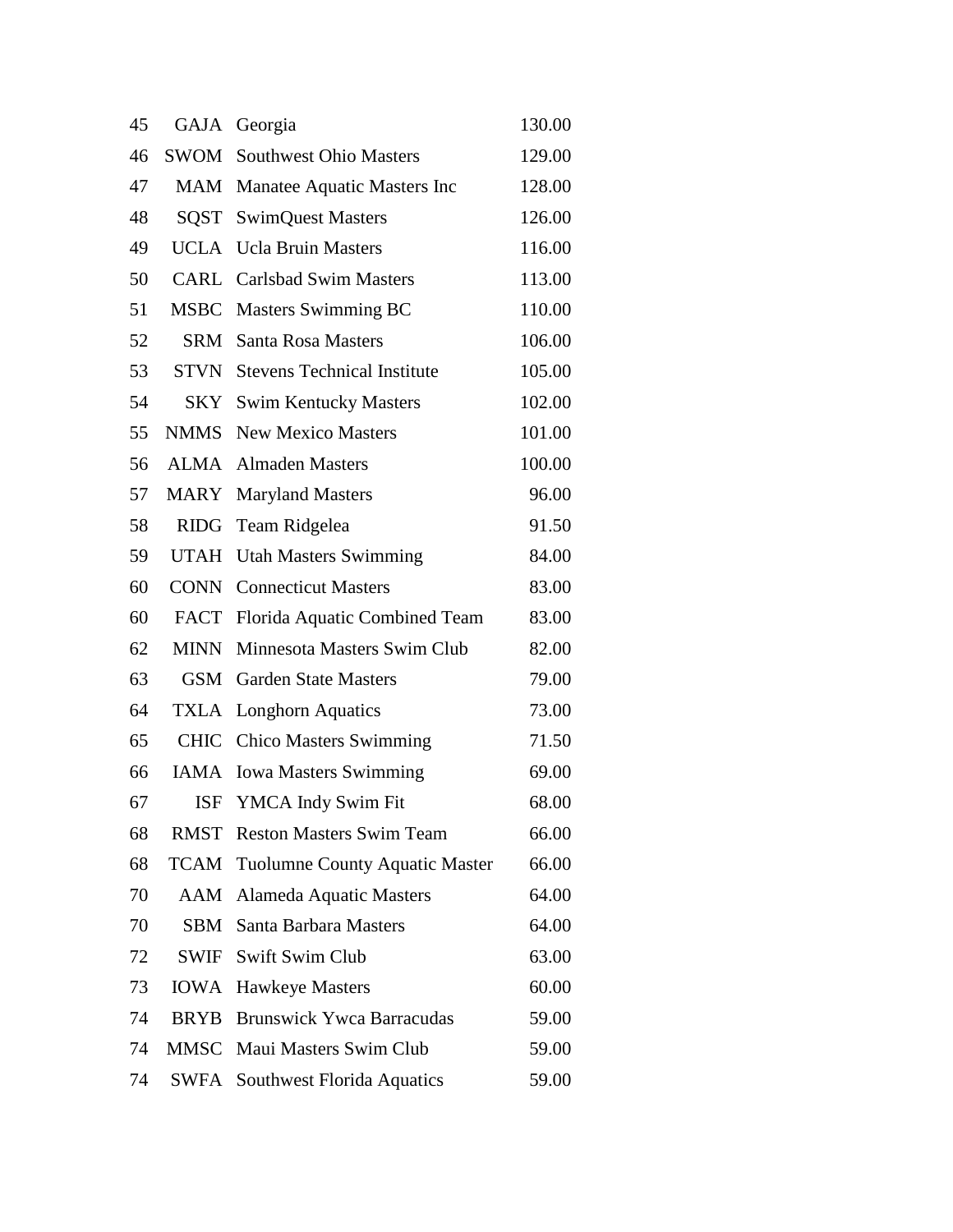| | | | |
|---|---|---|---|
| 45 | GAJA | Georgia | 130.00 |
| 46 | SWOM | Southwest Ohio Masters | 129.00 |
| 47 | MAM | Manatee Aquatic Masters Inc | 128.00 |
| 48 | SQST | SwimQuest Masters | 126.00 |
| 49 | UCLA | Ucla Bruin Masters | 116.00 |
| 50 | CARL | Carlsbad Swim Masters | 113.00 |
| 51 | MSBC | Masters Swimming BC | 110.00 |
| 52 | SRM | Santa Rosa Masters | 106.00 |
| 53 | STVN | Stevens Technical Institute | 105.00 |
| 54 | SKY | Swim Kentucky Masters | 102.00 |
| 55 | NMMS | New Mexico Masters | 101.00 |
| 56 | ALMA | Almaden Masters | 100.00 |
| 57 | MARY | Maryland Masters | 96.00 |
| 58 | RIDG | Team Ridgelea | 91.50 |
| 59 | UTAH | Utah Masters Swimming | 84.00 |
| 60 | CONN | Connecticut Masters | 83.00 |
| 60 | FACT | Florida Aquatic Combined Team | 83.00 |
| 62 | MINN | Minnesota Masters Swim Club | 82.00 |
| 63 | GSM | Garden State Masters | 79.00 |
| 64 | TXLA | Longhorn Aquatics | 73.00 |
| 65 | CHIC | Chico Masters Swimming | 71.50 |
| 66 | IAMA | Iowa Masters Swimming | 69.00 |
| 67 | ISF | YMCA Indy Swim Fit | 68.00 |
| 68 | RMST | Reston Masters Swim Team | 66.00 |
| 68 | TCAM | Tuolumne County Aquatic Master | 66.00 |
| 70 | AAM | Alameda Aquatic Masters | 64.00 |
| 70 | SBM | Santa Barbara Masters | 64.00 |
| 72 | SWIF | Swift Swim Club | 63.00 |
| 73 | IOWA | Hawkeye Masters | 60.00 |
| 74 | BRYB | Brunswick Ywca Barracudas | 59.00 |
| 74 | MMSC | Maui Masters Swim Club | 59.00 |
| 74 | SWFA | Southwest Florida Aquatics | 59.00 |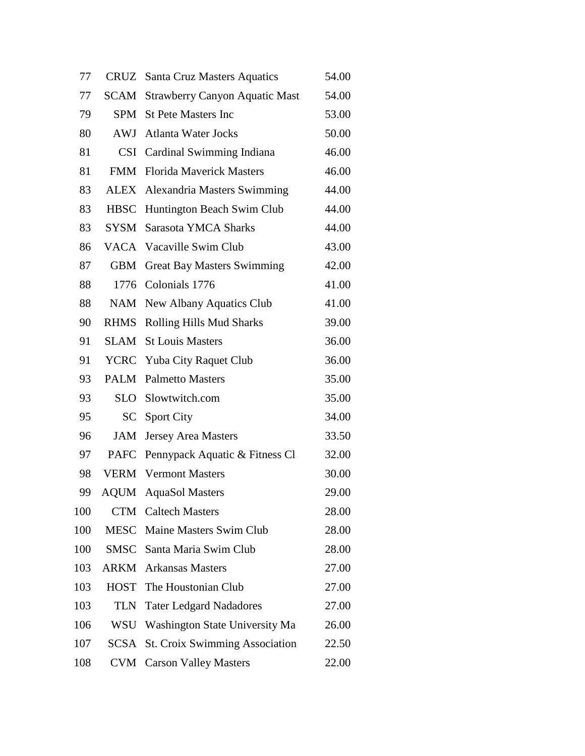| | | | |
|---|---|---|---|
| 77 | CRUZ | Santa Cruz Masters Aquatics | 54.00 |
| 77 | SCAM | Strawberry Canyon Aquatic Mast | 54.00 |
| 79 | SPM | St Pete Masters Inc | 53.00 |
| 80 | AWJ | Atlanta Water Jocks | 50.00 |
| 81 | CSI | Cardinal Swimming Indiana | 46.00 |
| 81 | FMM | Florida Maverick Masters | 46.00 |
| 83 | ALEX | Alexandria Masters Swimming | 44.00 |
| 83 | HBSC | Huntington Beach Swim Club | 44.00 |
| 83 | SYSM | Sarasota YMCA Sharks | 44.00 |
| 86 | VACA | Vacaville Swim Club | 43.00 |
| 87 | GBM | Great Bay Masters Swimming | 42.00 |
| 88 | 1776 | Colonials 1776 | 41.00 |
| 88 | NAM | New Albany Aquatics Club | 41.00 |
| 90 | RHMS | Rolling Hills Mud Sharks | 39.00 |
| 91 | SLAM | St Louis Masters | 36.00 |
| 91 | YCRC | Yuba City Raquet Club | 36.00 |
| 93 | PALM | Palmetto Masters | 35.00 |
| 93 | SLO | Slowtwitch.com | 35.00 |
| 95 | SC | Sport City | 34.00 |
| 96 | JAM | Jersey Area Masters | 33.50 |
| 97 | PAFC | Pennypack Aquatic & Fitness Cl | 32.00 |
| 98 | VERM | Vermont Masters | 30.00 |
| 99 | AQUM | AquaSol Masters | 29.00 |
| 100 | CTM | Caltech Masters | 28.00 |
| 100 | MESC | Maine Masters Swim Club | 28.00 |
| 100 | SMSC | Santa Maria Swim Club | 28.00 |
| 103 | ARKM | Arkansas Masters | 27.00 |
| 103 | HOST | The Houstonian Club | 27.00 |
| 103 | TLN | Tater Ledgard Nadadores | 27.00 |
| 106 | WSU | Washington State University Ma | 26.00 |
| 107 | SCSA | St. Croix Swimming Association | 22.50 |
| 108 | CVM | Carson Valley Masters | 22.00 |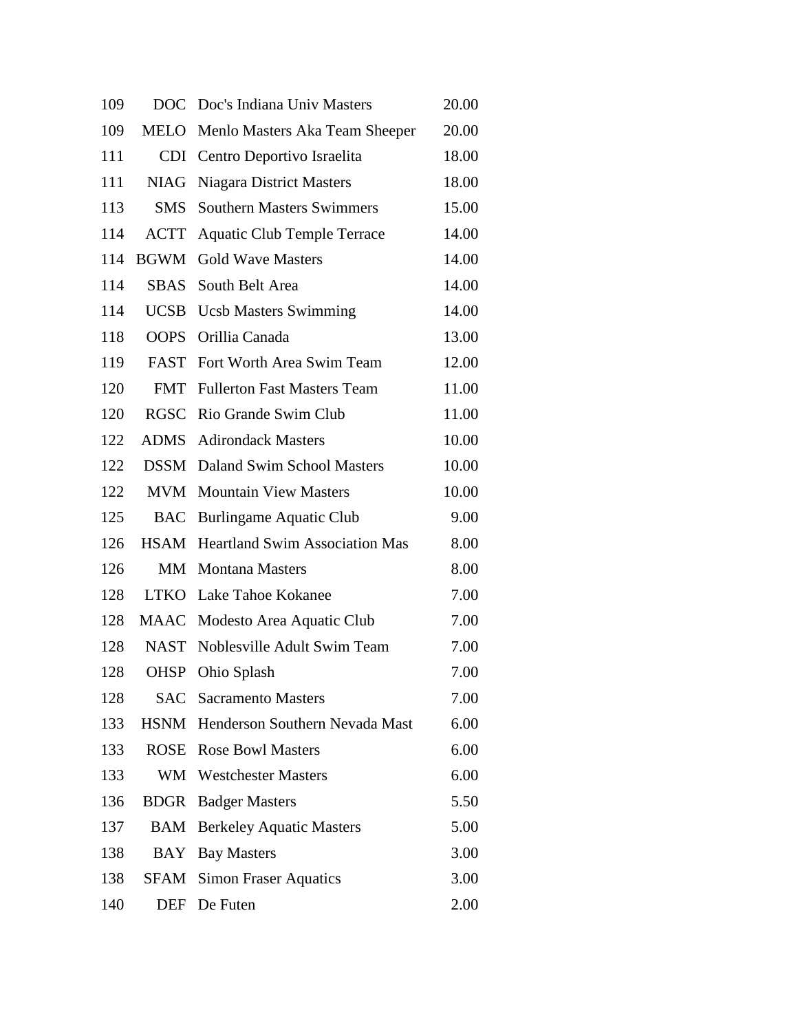| | | | |
|---|---|---|---|
| 109 | DOC | Doc's Indiana Univ Masters | 20.00 |
| 109 | MELO | Menlo Masters Aka Team Sheeper | 20.00 |
| 111 | CDI | Centro Deportivo Israelita | 18.00 |
| 111 | NIAG | Niagara District Masters | 18.00 |
| 113 | SMS | Southern Masters Swimmers | 15.00 |
| 114 | ACTT | Aquatic Club Temple Terrace | 14.00 |
| 114 | BGWM | Gold Wave Masters | 14.00 |
| 114 | SBAS | South Belt Area | 14.00 |
| 114 | UCSB | Ucsb Masters Swimming | 14.00 |
| 118 | OOPS | Orillia Canada | 13.00 |
| 119 | FAST | Fort Worth Area Swim Team | 12.00 |
| 120 | FMT | Fullerton Fast Masters Team | 11.00 |
| 120 | RGSC | Rio Grande Swim Club | 11.00 |
| 122 | ADMS | Adirondack Masters | 10.00 |
| 122 | DSSM | Daland Swim School Masters | 10.00 |
| 122 | MVM | Mountain View Masters | 10.00 |
| 125 | BAC | Burlingame Aquatic Club | 9.00 |
| 126 | HSAM | Heartland Swim Association Mas | 8.00 |
| 126 | MM | Montana Masters | 8.00 |
| 128 | LTKO | Lake Tahoe Kokanee | 7.00 |
| 128 | MAAC | Modesto Area Aquatic Club | 7.00 |
| 128 | NAST | Noblesville Adult Swim Team | 7.00 |
| 128 | OHSP | Ohio Splash | 7.00 |
| 128 | SAC | Sacramento Masters | 7.00 |
| 133 | HSNM | Henderson Southern Nevada Mast | 6.00 |
| 133 | ROSE | Rose Bowl Masters | 6.00 |
| 133 | WM | Westchester Masters | 6.00 |
| 136 | BDGR | Badger Masters | 5.50 |
| 137 | BAM | Berkeley Aquatic Masters | 5.00 |
| 138 | BAY | Bay Masters | 3.00 |
| 138 | SFAM | Simon Fraser Aquatics | 3.00 |
| 140 | DEF | De Futen | 2.00 |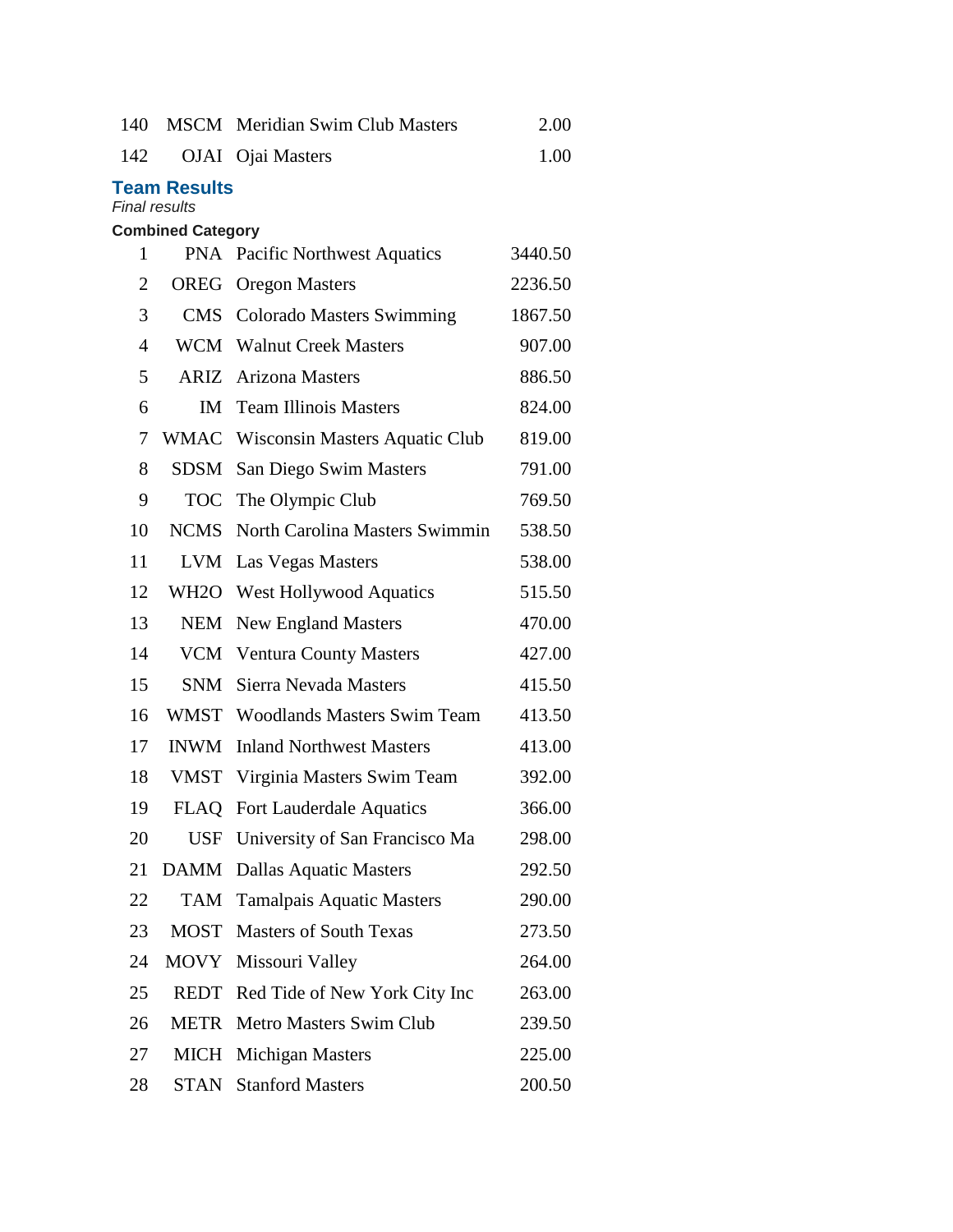| | | | |
|---|---|---|---|
| 140 | MSCM | Meridian Swim Club Masters | 2.00 |
| 142 | OJAI | Ojai Masters | 1.00 |

## Team Results

*Final results*

**Combined Category**

| | | | |
|---|---|---|---|
| 1 | PNA | Pacific Northwest Aquatics | 3440.50 |
| 2 | OREG | Oregon Masters | 2236.50 |
| 3 | CMS | Colorado Masters Swimming | 1867.50 |
| 4 | WCM | Walnut Creek Masters | 907.00 |
| 5 | ARIZ | Arizona Masters | 886.50 |
| 6 | IM | Team Illinois Masters | 824.00 |
| 7 | WMAC | Wisconsin Masters Aquatic Club | 819.00 |
| 8 | SDSM | San Diego Swim Masters | 791.00 |
| 9 | TOC | The Olympic Club | 769.50 |
| 10 | NCMS | North Carolina Masters Swimmin | 538.50 |
| 11 | LVM | Las Vegas Masters | 538.00 |
| 12 | WH2O | West Hollywood Aquatics | 515.50 |
| 13 | NEM | New England Masters | 470.00 |
| 14 | VCM | Ventura County Masters | 427.00 |
| 15 | SNM | Sierra Nevada Masters | 415.50 |
| 16 | WMST | Woodlands Masters Swim Team | 413.50 |
| 17 | INWM | Inland Northwest Masters | 413.00 |
| 18 | VMST | Virginia Masters Swim Team | 392.00 |
| 19 | FLAQ | Fort Lauderdale Aquatics | 366.00 |
| 20 | USF | University of San Francisco Ma | 298.00 |
| 21 | DAMM | Dallas Aquatic Masters | 292.50 |
| 22 | TAM | Tamalpais Aquatic Masters | 290.00 |
| 23 | MOST | Masters of South Texas | 273.50 |
| 24 | MOVY | Missouri Valley | 264.00 |
| 25 | REDT | Red Tide of New York City Inc | 263.00 |
| 26 | METR | Metro Masters Swim Club | 239.50 |
| 27 | MICH | Michigan Masters | 225.00 |
| 28 | STAN | Stanford Masters | 200.50 |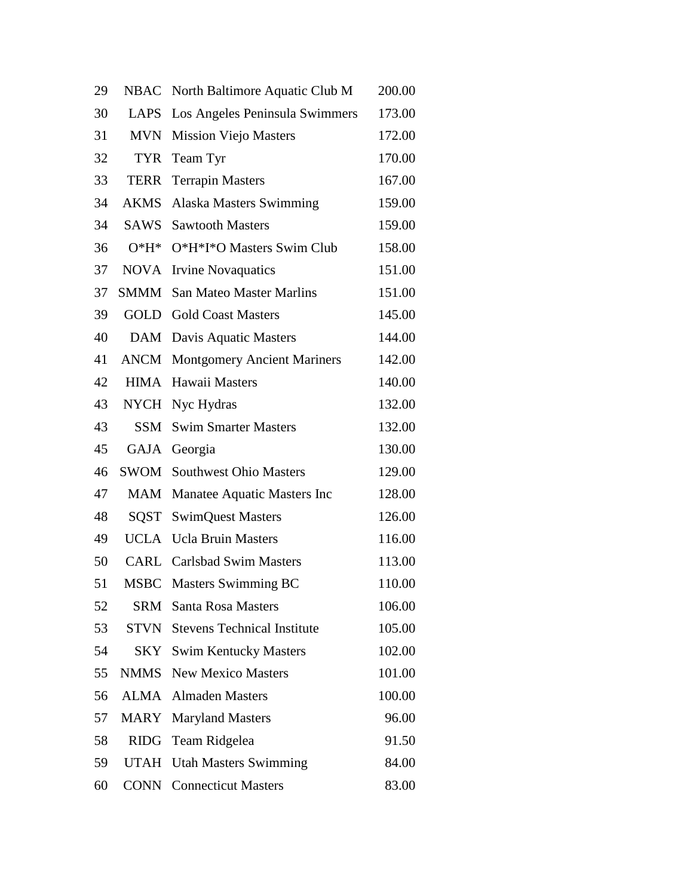| | | | |
|---|---|---|---|
| 29 | NBAC | North Baltimore Aquatic Club M | 200.00 |
| 30 | LAPS | Los Angeles Peninsula Swimmers | 173.00 |
| 31 | MVN | Mission Viejo Masters | 172.00 |
| 32 | TYR | Team Tyr | 170.00 |
| 33 | TERR | Terrapin Masters | 167.00 |
| 34 | AKMS | Alaska Masters Swimming | 159.00 |
| 34 | SAWS | Sawtooth Masters | 159.00 |
| 36 | O*H* | O*H*I*O Masters Swim Club | 158.00 |
| 37 | NOVA | Irvine Novaquatics | 151.00 |
| 37 | SMMM | San Mateo Master Marlins | 151.00 |
| 39 | GOLD | Gold Coast Masters | 145.00 |
| 40 | DAM | Davis Aquatic Masters | 144.00 |
| 41 | ANCM | Montgomery Ancient Mariners | 142.00 |
| 42 | HIMA | Hawaii Masters | 140.00 |
| 43 | NYCH | Nyc Hydras | 132.00 |
| 43 | SSM | Swim Smarter Masters | 132.00 |
| 45 | GAJA | Georgia | 130.00 |
| 46 | SWOM | Southwest Ohio Masters | 129.00 |
| 47 | MAM | Manatee Aquatic Masters Inc | 128.00 |
| 48 | SQST | SwimQuest Masters | 126.00 |
| 49 | UCLA | Ucla Bruin Masters | 116.00 |
| 50 | CARL | Carlsbad Swim Masters | 113.00 |
| 51 | MSBC | Masters Swimming BC | 110.00 |
| 52 | SRM | Santa Rosa Masters | 106.00 |
| 53 | STVN | Stevens Technical Institute | 105.00 |
| 54 | SKY | Swim Kentucky Masters | 102.00 |
| 55 | NMMS | New Mexico Masters | 101.00 |
| 56 | ALMA | Almaden Masters | 100.00 |
| 57 | MARY | Maryland Masters | 96.00 |
| 58 | RIDG | Team Ridgelea | 91.50 |
| 59 | UTAH | Utah Masters Swimming | 84.00 |
| 60 | CONN | Connecticut Masters | 83.00 |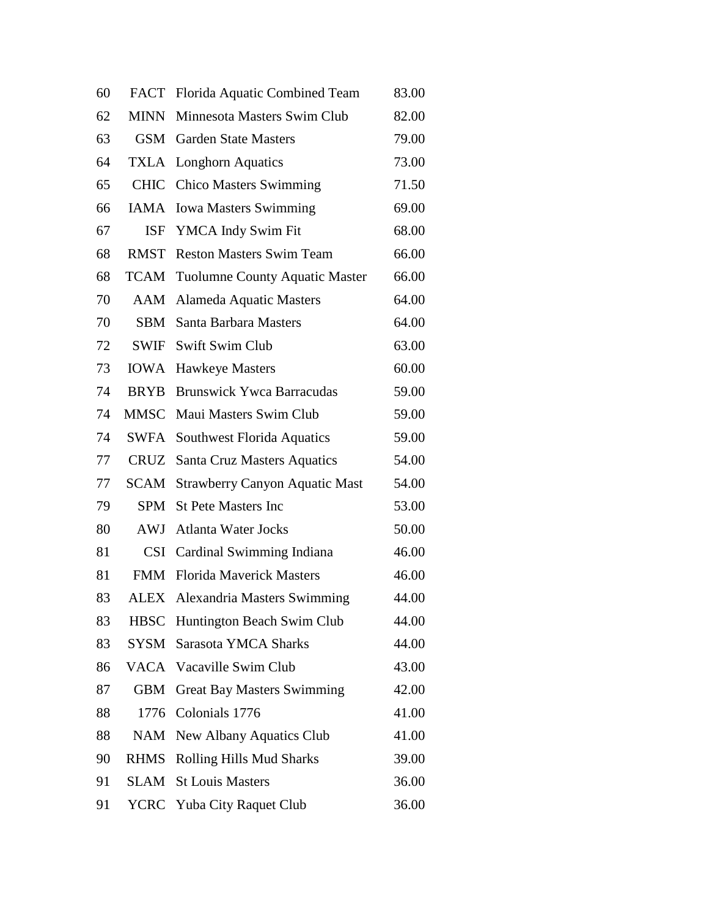| | | | |
|---|---|---|---|
| 60 | FACT | Florida Aquatic Combined Team | 83.00 |
| 62 | MINN | Minnesota Masters Swim Club | 82.00 |
| 63 | GSM | Garden State Masters | 79.00 |
| 64 | TXLA | Longhorn Aquatics | 73.00 |
| 65 | CHIC | Chico Masters Swimming | 71.50 |
| 66 | IAMA | Iowa Masters Swimming | 69.00 |
| 67 | ISF | YMCA Indy Swim Fit | 68.00 |
| 68 | RMST | Reston Masters Swim Team | 66.00 |
| 68 | TCAM | Tuolumne County Aquatic Master | 66.00 |
| 70 | AAM | Alameda Aquatic Masters | 64.00 |
| 70 | SBM | Santa Barbara Masters | 64.00 |
| 72 | SWIF | Swift Swim Club | 63.00 |
| 73 | IOWA | Hawkeye Masters | 60.00 |
| 74 | BRYB | Brunswick Ywca Barracudas | 59.00 |
| 74 | MMSC | Maui Masters Swim Club | 59.00 |
| 74 | SWFA | Southwest Florida Aquatics | 59.00 |
| 77 | CRUZ | Santa Cruz Masters Aquatics | 54.00 |
| 77 | SCAM | Strawberry Canyon Aquatic Mast | 54.00 |
| 79 | SPM | St Pete Masters Inc | 53.00 |
| 80 | AWJ | Atlanta Water Jocks | 50.00 |
| 81 | CSI | Cardinal Swimming Indiana | 46.00 |
| 81 | FMM | Florida Maverick Masters | 46.00 |
| 83 | ALEX | Alexandria Masters Swimming | 44.00 |
| 83 | HBSC | Huntington Beach Swim Club | 44.00 |
| 83 | SYSM | Sarasota YMCA Sharks | 44.00 |
| 86 | VACA | Vacaville Swim Club | 43.00 |
| 87 | GBM | Great Bay Masters Swimming | 42.00 |
| 88 | 1776 | Colonials 1776 | 41.00 |
| 88 | NAM | New Albany Aquatics Club | 41.00 |
| 90 | RHMS | Rolling Hills Mud Sharks | 39.00 |
| 91 | SLAM | St Louis Masters | 36.00 |
| 91 | YCRC | Yuba City Raquet Club | 36.00 |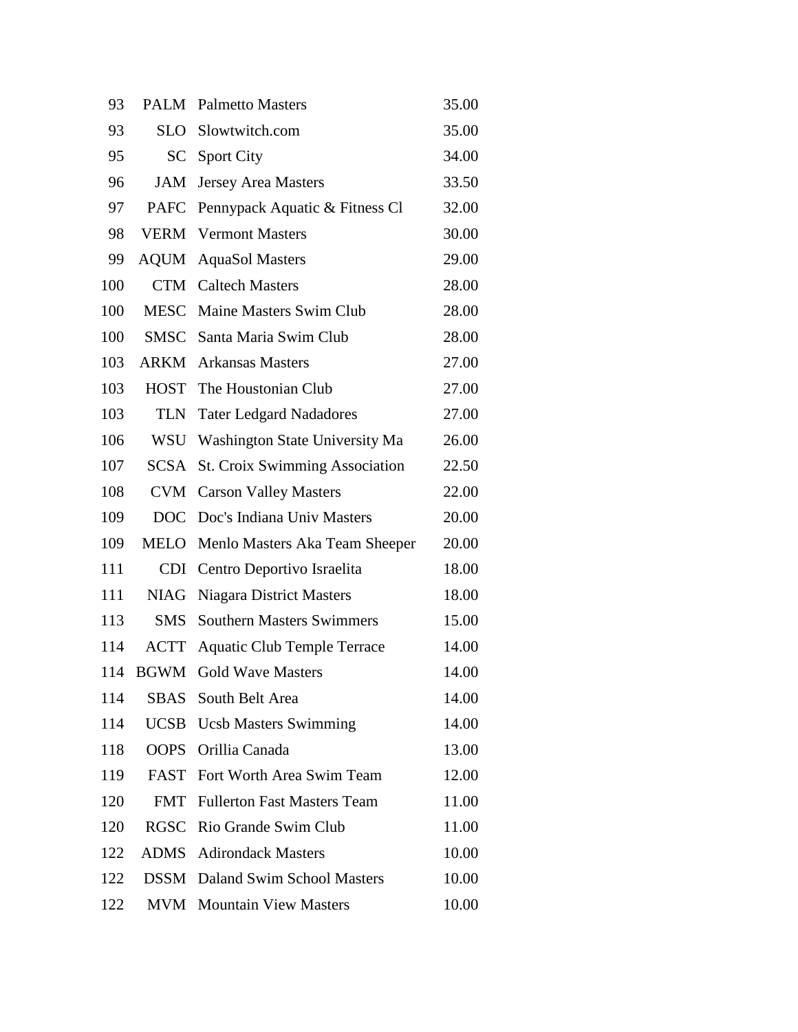| | | | |
|---|---|---|---|
| 93 | PALM | Palmetto Masters | 35.00 |
| 93 | SLO | Slowtwitch.com | 35.00 |
| 95 | SC | Sport City | 34.00 |
| 96 | JAM | Jersey Area Masters | 33.50 |
| 97 | PAFC | Pennypack Aquatic & Fitness Cl | 32.00 |
| 98 | VERM | Vermont Masters | 30.00 |
| 99 | AQUM | AquaSol Masters | 29.00 |
| 100 | CTM | Caltech Masters | 28.00 |
| 100 | MESC | Maine Masters Swim Club | 28.00 |
| 100 | SMSC | Santa Maria Swim Club | 28.00 |
| 103 | ARKM | Arkansas Masters | 27.00 |
| 103 | HOST | The Houstonian Club | 27.00 |
| 103 | TLN | Tater Ledgard Nadadores | 27.00 |
| 106 | WSU | Washington State University Ma | 26.00 |
| 107 | SCSA | St. Croix Swimming Association | 22.50 |
| 108 | CVM | Carson Valley Masters | 22.00 |
| 109 | DOC | Doc's Indiana Univ Masters | 20.00 |
| 109 | MELO | Menlo Masters Aka Team Sheeper | 20.00 |
| 111 | CDI | Centro Deportivo Israelita | 18.00 |
| 111 | NIAG | Niagara District Masters | 18.00 |
| 113 | SMS | Southern Masters Swimmers | 15.00 |
| 114 | ACTT | Aquatic Club Temple Terrace | 14.00 |
| 114 | BGWM | Gold Wave Masters | 14.00 |
| 114 | SBAS | South Belt Area | 14.00 |
| 114 | UCSB | Ucsb Masters Swimming | 14.00 |
| 118 | OOPS | Orillia Canada | 13.00 |
| 119 | FAST | Fort Worth Area Swim Team | 12.00 |
| 120 | FMT | Fullerton Fast Masters Team | 11.00 |
| 120 | RGSC | Rio Grande Swim Club | 11.00 |
| 122 | ADMS | Adirondack Masters | 10.00 |
| 122 | DSSM | Daland Swim School Masters | 10.00 |
| 122 | MVM | Mountain View Masters | 10.00 |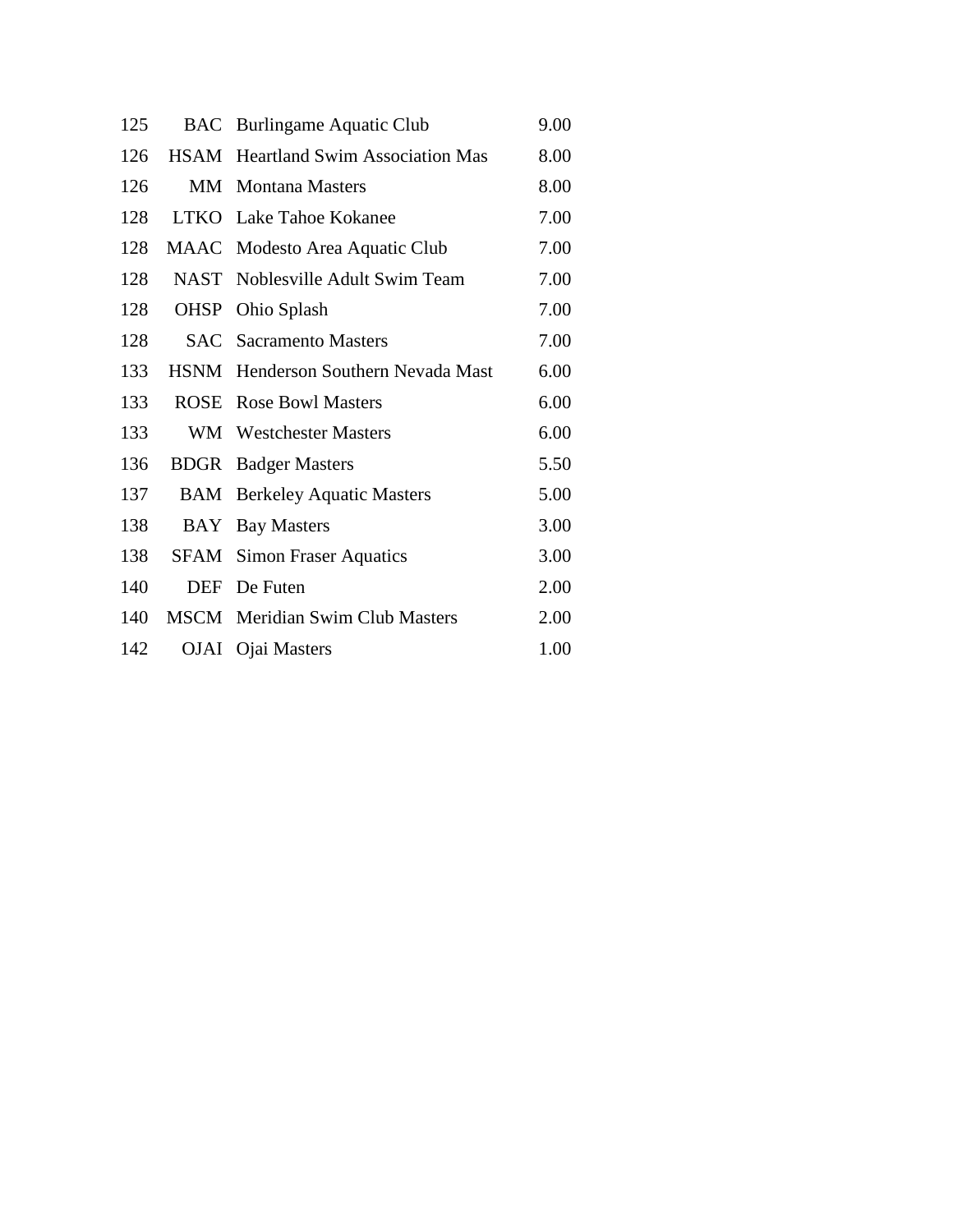| | | | |
|---|---|---|---|
| 125 | BAC | Burlingame Aquatic Club | 9.00 |
| 126 | HSAM | Heartland Swim Association Mas | 8.00 |
| 126 | MM | Montana Masters | 8.00 |
| 128 | LTKO | Lake Tahoe Kokanee | 7.00 |
| 128 | MAAC | Modesto Area Aquatic Club | 7.00 |
| 128 | NAST | Noblesville Adult Swim Team | 7.00 |
| 128 | OHSP | Ohio Splash | 7.00 |
| 128 | SAC | Sacramento Masters | 7.00 |
| 133 | HSNM | Henderson Southern Nevada Mast | 6.00 |
| 133 | ROSE | Rose Bowl Masters | 6.00 |
| 133 | WM | Westchester Masters | 6.00 |
| 136 | BDGR | Badger Masters | 5.50 |
| 137 | BAM | Berkeley Aquatic Masters | 5.00 |
| 138 | BAY | Bay Masters | 3.00 |
| 138 | SFAM | Simon Fraser Aquatics | 3.00 |
| 140 | DEF | De Futen | 2.00 |
| 140 | MSCM | Meridian Swim Club Masters | 2.00 |
| 142 | OJAI | Ojai Masters | 1.00 |